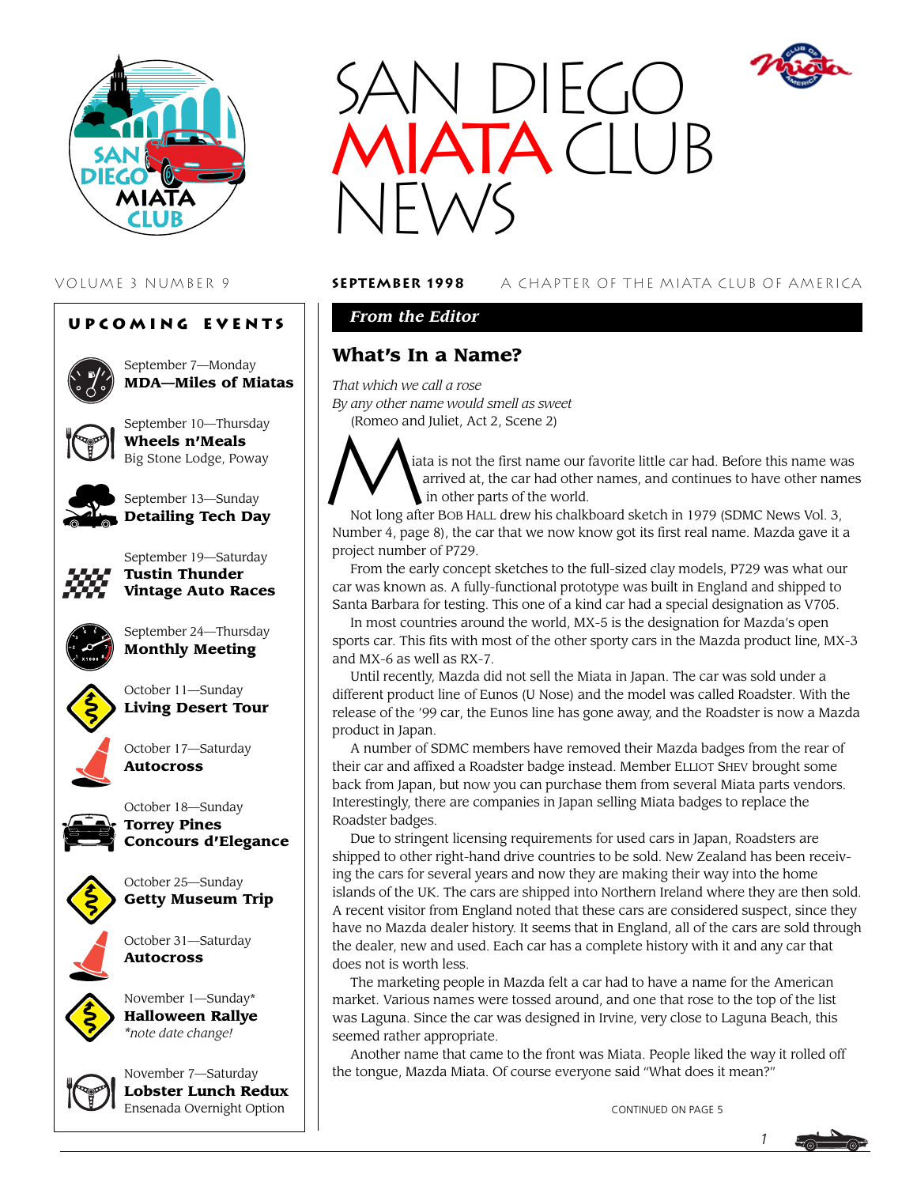# SAN DIEGO MIATA CLUB NEWS

VOLUME 3 NUMBER 9 — **SEPTEMBER 1998** — A CHAPTER OF THE MIATA CLUB OF AMERICA

## UPCOMING EVENTS

September 7—Monday
**MDA—Miles of Miatas**

September 10—Thursday
**Wheels n'Meals**
Big Stone Lodge, Poway

September 13—Sunday
**Detailing Tech Day**

September 19—Saturday
**Tustin Thunder Vintage Auto Races**

September 24—Thursday
**Monthly Meeting**

October 11—Sunday
**Living Desert Tour**

October 17—Saturday
**Autocross**

October 18—Sunday
**Torrey Pines Concours d'Elegance**

October 25—Sunday
**Getty Museum Trip**

October 31—Saturday
**Autocross**

November 1—Sunday*
**Halloween Rallye**
*\*note date change!*

November 7—Saturday
**Lobster Lunch Redux**
Ensenada Overnight Option

## *From the Editor*

## What's In a Name?

*That which we call a rose*
*By any other name would smell as sweet*
(Romeo and Juliet, Act 2, Scene 2)

Miata is not the first name our favorite little car had. Before this name was arrived at, the car had other names, and continues to have other names in other parts of the world.

Not long after BOB HALL drew his chalkboard sketch in 1979 (SDMC News Vol. 3, Number 4, page 8), the car that we now know got its first real name. Mazda gave it a project number of P729.

From the early concept sketches to the full-sized clay models, P729 was what our car was known as. A fully-functional prototype was built in England and shipped to Santa Barbara for testing. This one of a kind car had a special designation as V705.

In most countries around the world, MX-5 is the designation for Mazda's open sports car. This fits with most of the other sporty cars in the Mazda product line, MX-3 and MX-6 as well as RX-7.

Until recently, Mazda did not sell the Miata in Japan. The car was sold under a different product line of Eunos (U Nose) and the model was called Roadster. With the release of the '99 car, the Eunos line has gone away, and the Roadster is now a Mazda product in Japan.

A number of SDMC members have removed their Mazda badges from the rear of their car and affixed a Roadster badge instead. Member ELLIOT SHEV brought some back from Japan, but now you can purchase them from several Miata parts vendors. Interestingly, there are companies in Japan selling Miata badges to replace the Roadster badges.

Due to stringent licensing requirements for used cars in Japan, Roadsters are shipped to other right-hand drive countries to be sold. New Zealand has been receiving the cars for several years and now they are making their way into the home islands of the UK. The cars are shipped into Northern Ireland where they are then sold. A recent visitor from England noted that these cars are considered suspect, since they have no Mazda dealer history. It seems that in England, all of the cars are sold through the dealer, new and used. Each car has a complete history with it and any car that does not is worth less.

The marketing people in Mazda felt a car had to have a name for the American market. Various names were tossed around, and one that rose to the top of the list was Laguna. Since the car was designed in Irvine, very close to Laguna Beach, this seemed rather appropriate.

Another name that came to the front was Miata. People liked the way it rolled off the tongue, Mazda Miata. Of course everyone said "What does it mean?"

CONTINUED ON PAGE 5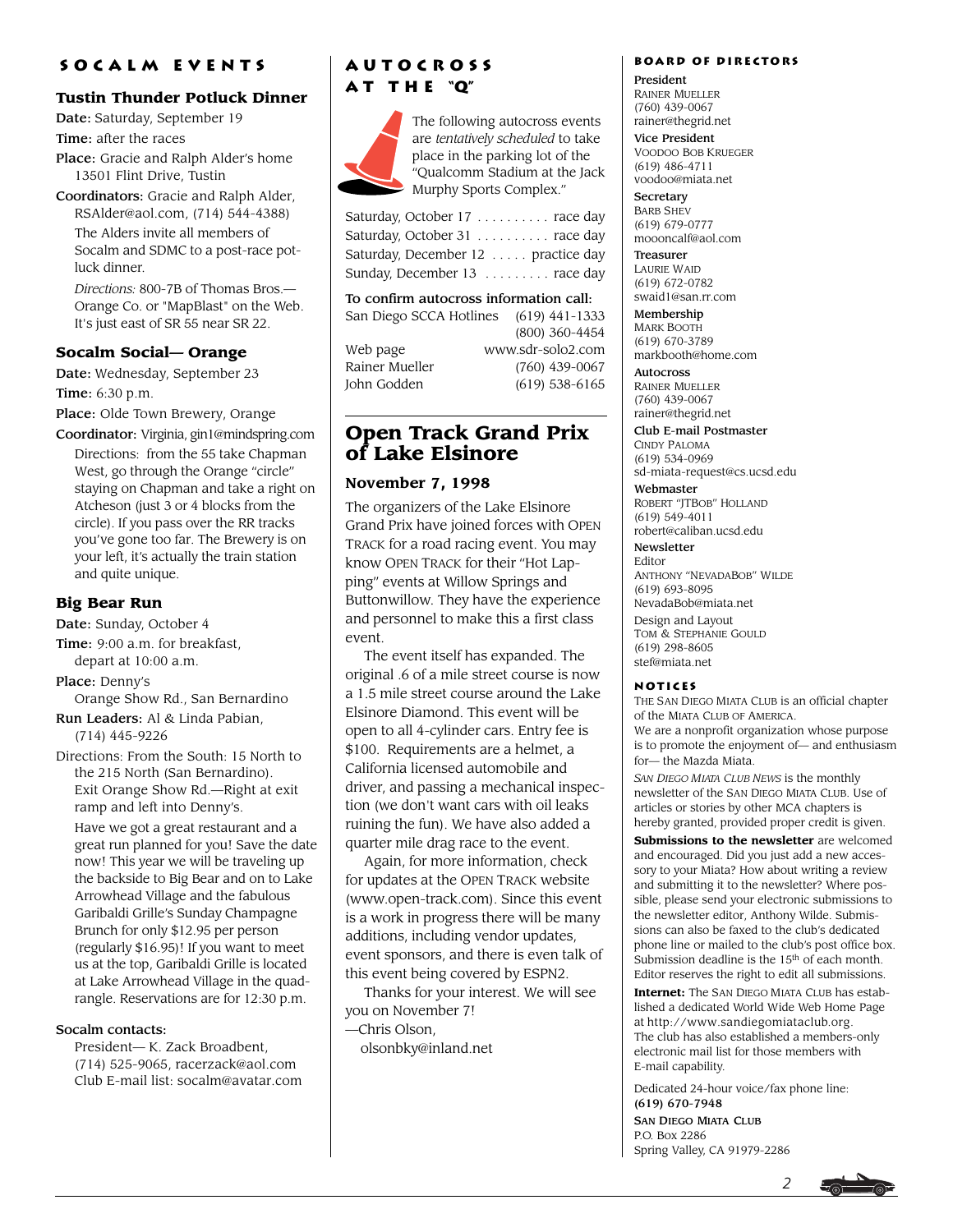## SOCALM EVENTS

### Tustin Thunder Potluck Dinner

**Date:** Saturday, September 19

**Time:** after the races

**Place:** Gracie and Ralph Alder's home 13501 Flint Drive, Tustin

**Coordinators:** Gracie and Ralph Alder, RSAlder@aol.com, (714) 544-4388)

The Alders invite all members of Socalm and SDMC to a post-race potluck dinner.

*Directions:* 800-7B of Thomas Bros.—Orange Co. or "MapBlast" on the Web. It's just east of SR 55 near SR 22.

### Socalm Social— Orange

**Date:** Wednesday, September 23

**Time:** 6:30 p.m.

**Place:** Olde Town Brewery, Orange

**Coordinator:** Virginia, gin1@mindspring.com

Directions: from the 55 take Chapman West, go through the Orange "circle" staying on Chapman and take a right on Atcheson (just 3 or 4 blocks from the circle). If you pass over the RR tracks you've gone too far. The Brewery is on your left, it's actually the train station and quite unique.

### Big Bear Run

**Date:** Sunday, October 4

**Time:** 9:00 a.m. for breakfast, depart at 10:00 a.m.

**Place:** Denny's Orange Show Rd., San Bernardino

**Run Leaders:** Al & Linda Pabian, (714) 445-9226

Directions: From the South: 15 North to the 215 North (San Bernardino). Exit Orange Show Rd.—Right at exit ramp and left into Denny's.

Have we got a great restaurant and a great run planned for you! Save the date now! This year we will be traveling up the backside to Big Bear and on to Lake Arrowhead Village and the fabulous Garibaldi Grille's Sunday Champagne Brunch for only $12.95 per person (regularly $16.95)! If you want to meet us at the top, Garibaldi Grille is located at Lake Arrowhead Village in the quadrangle. Reservations are for 12:30 p.m.

**Socalm contacts:**

President— K. Zack Broadbent, (714) 525-9065, racerzack@aol.com
Club E-mail list: socalm@avatar.com

## AUTOCROSS AT THE "Q"

The following autocross events are *tentatively scheduled* to take place in the parking lot of the "Qualcomm Stadium at the Jack Murphy Sports Complex."

| | |
|---|---|
| Saturday, October 17 | race day |
| Saturday, October 31 | race day |
| Saturday, December 12 | practice day |
| Sunday, December 13 | race day |

**To confirm autocross information call:**

| | |
|---|---|
| San Diego SCCA Hotlines | (619) 441-1333 |
| | (800) 360-4454 |
| Web page | www.sdr-solo2.com |
| Rainer Mueller | (760) 439-0067 |
| John Godden | (619) 538-6165 |

## Open Track Grand Prix of Lake Elsinore

### November 7, 1998

The organizers of the Lake Elsinore Grand Prix have joined forces with OPEN TRACK for a road racing event. You may know OPEN TRACK for their "Hot Lapping" events at Willow Springs and Buttonwillow. They have the experience and personnel to make this a first class event.

The event itself has expanded. The original .6 of a mile street course is now a 1.5 mile street course around the Lake Elsinore Diamond. This event will be open to all 4-cylinder cars. Entry fee is $100. Requirements are a helmet, a California licensed automobile and driver, and passing a mechanical inspection (we don't want cars with oil leaks ruining the fun). We have also added a quarter mile drag race to the event.

Again, for more information, check for updates at the OPEN TRACK website (www.open-track.com). Since this event is a work in progress there will be many additions, including vendor updates, event sponsors, and there is even talk of this event being covered by ESPN2.

Thanks for your interest. We will see you on November 7!

—Chris Olson,
olsonbky@inland.net

## BOARD OF DIRECTORS

**President**
RAINER MUELLER
(760) 439-0067
rainer@thegrid.net

**Vice President**
VOODOO BOB KRUEGER
(619) 486-4711
voodoo@miata.net

**Secretary**
BARB SHEV
(619) 679-0777
moooncalf@aol.com

**Treasurer**
LAURIE WAID
(619) 672-0782
swaid1@san.rr.com

**Membership**
MARK BOOTH
(619) 670-3789
markbooth@home.com

**Autocross**
RAINER MUELLER
(760) 439-0067
rainer@thegrid.net

**Club E-mail Postmaster**
CINDY PALOMA
(619) 534-0969
sd-miata-request@cs.ucsd.edu

**Webmaster**
ROBERT "JTBOB" HOLLAND
(619) 549-4011
robert@caliban.ucsd.edu

**Newsletter**
Editor
ANTHONY "NEVADABOB" WILDE
(619) 693-8095
NevadaBob@miata.net

Design and Layout
TOM & STEPHANIE GOULD
(619) 298-8605
stef@miata.net

## NOTICES

THE SAN DIEGO MIATA CLUB is an official chapter of the MIATA CLUB OF AMERICA.

We are a nonprofit organization whose purpose is to promote the enjoyment of— and enthusiasm for— the Mazda Miata.

*SAN DIEGO MIATA CLUB NEWS* is the monthly newsletter of the SAN DIEGO MIATA CLUB. Use of articles or stories by other MCA chapters is hereby granted, provided proper credit is given.

**Submissions to the newsletter** are welcomed and encouraged. Did you just add a new accessory to your Miata? How about writing a review and submitting it to the newsletter? Where possible, please send your electronic submissions to the newsletter editor, Anthony Wilde. Submissions can also be faxed to the club's dedicated phone line or mailed to the club's post office box. Submission deadline is the 15th of each month. Editor reserves the right to edit all submissions.

**Internet:** The SAN DIEGO MIATA CLUB has established a dedicated World Wide Web Home Page at http://www.sandiegomiataclub.org. The club has also established a members-only electronic mail list for those members with E-mail capability.

Dedicated 24-hour voice/fax phone line:
**(619) 670-7948**

SAN DIEGO MIATA CLUB
P.O. Box 2286
Spring Valley, CA 91979-2286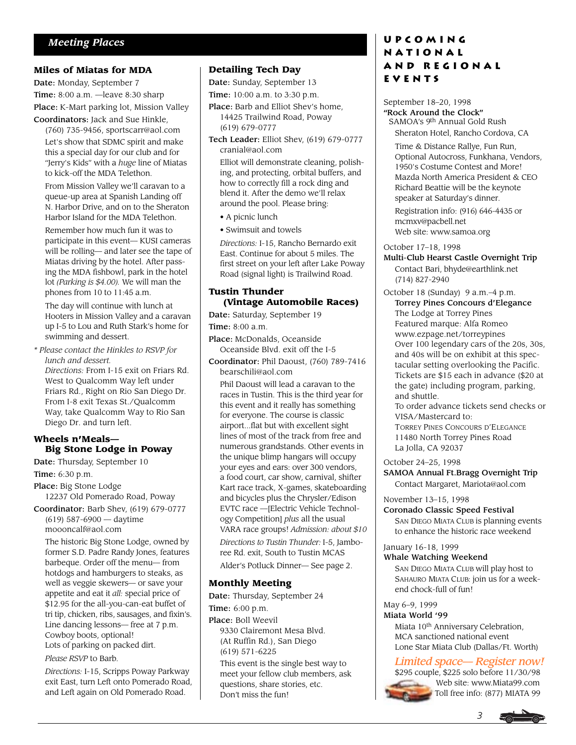## Meeting Places

### Miles of Miatas for MDA

**Date:** Monday, September 7

**Time:** 8:00 a.m. —leave 8:30 sharp

**Place:** K-Mart parking lot, Mission Valley

**Coordinators:** Jack and Sue Hinkle, (760) 735-9456, sportscarr@aol.com

Let's show that SDMC spirit and make this a special day for our club and for "Jerry's Kids" with a *huge* line of Miatas to kick-off the MDA Telethon.

From Mission Valley we'll caravan to a queue-up area at Spanish Landing off N. Harbor Drive, and on to the Sheraton Harbor Island for the MDA Telethon.

Remember how much fun it was to participate in this event— KUSI cameras will be rolling— and later see the tape of Miatas driving by the hotel. After passing the MDA fishbowl, park in the hotel lot *(Parking is $4.00).* We will man the phones from 10 to 11:45 a.m.

The day will continue with lunch at Hooters in Mission Valley and a caravan up I-5 to Lou and Ruth Stark's home for swimming and dessert.

*\* Please contact the Hinkles to RSVP for lunch and dessert.*

*Directions:* From I-15 exit on Friars Rd. West to Qualcomm Way left under Friars Rd., Right on Rio San Diego Dr. From I-8 exit Texas St./Qualcomm Way, take Qualcomm Way to Rio San Diego Dr. and turn left.

### Wheels n'Meals— Big Stone Lodge in Poway

**Date:** Thursday, September 10

**Time:** 6:30 p.m.

**Place:** Big Stone Lodge
12237 Old Pomerado Road, Poway

**Coordinator:** Barb Shev, (619) 679-0777
(619) 587-6900 — daytime
moooncalf@aol.com

The historic Big Stone Lodge, owned by former S.D. Padre Randy Jones, features barbeque. Order off the menu— from hotdogs and hamburgers to steaks, as well as veggie skewers— or save your appetite and eat it *all:* special price of $12.95 for the all-you-can-eat buffet of tri tip, chicken, ribs, sausages, and fixin's. Line dancing lessons— free at 7 p.m. Cowboy boots, optional!
Lots of parking on packed dirt.

*Please RSVP* to Barb.

*Directions:* I-15, Scripps Poway Parkway exit East, turn Left onto Pomerado Road, and Left again on Old Pomerado Road.

### Detailing Tech Day

**Date:** Sunday, September 13

**Time:** 10:00 a.m. to 3:30 p.m.

**Place:** Barb and Elliot Shev's home,
14425 Trailwind Road, Poway
(619) 679-0777

**Tech Leader:** Elliot Shev, (619) 679-0777
cranial@aol.com

Elliot will demonstrate cleaning, polishing, and protecting, orbital buffers, and how to correctly fill a rock ding and blend it. After the demo we'll relax around the pool. Please bring:

- A picnic lunch
- Swimsuit and towels

*Directions:* I-15, Rancho Bernardo exit East. Continue for about 5 miles. The first street on your left after Lake Poway Road (signal light) is Trailwind Road.

### Tustin Thunder (Vintage Automobile Races)

**Date:** Saturday, September 19

**Time:** 8:00 a.m.

**Place:** McDonalds, Oceanside
Oceanside Blvd. exit off the I-5

**Coordinator:** Phil Daoust, (760) 789-7416
bearschili@aol.com

Phil Daoust will lead a caravan to the races in Tustin. This is the third year for this event and it really has something for everyone. The course is classic airport...flat but with excellent sight lines of most of the track from free and numerous grandstands. Other events in the unique blimp hangars will occupy your eyes and ears: over 300 vendors, a food court, car show, carnival, shifter Kart race track, X-games, skateboarding and bicycles plus the Chrysler/Edison EVTC race —[Electric Vehicle Technology Competition] *plus* all the usual VARA race groups! *Admission: about $10*

*Directions to Tustin Thunder:* I-5, Jamboree Rd. exit, South to Tustin MCAS

Alder's Potluck Dinner— See page 2.

### Monthly Meeting

**Date:** Thursday, September 24

**Time:** 6:00 p.m.

**Place:** Boll Weevil
9330 Clairemont Mesa Blvd.
(At Ruffin Rd.), San Diego
(619) 571-6225

This event is the single best way to meet your fellow club members, ask questions, share stories, etc. Don't miss the fun!

## Upcoming National and Regional Events

September 18–20, 1998
**"Rock Around the Clock"**
SAMOA's 9th Annual Gold Rush
Sheraton Hotel, Rancho Cordova, CA

Time & Distance Rallye, Fun Run, Optional Autocross, Funkhana, Vendors, 1950's Costume Contest and More! Mazda North America President & CEO Richard Beattie will be the keynote speaker at Saturday's dinner.

Registration info: (916) 646-4435 or mcmxv@pacbell.net
Web site: www.samoa.org

October 17–18, 1998
**Multi-Club Hearst Castle Overnight Trip**
Contact Bari, bhyde@earthlink.net
(714) 827-2940

October 18 (Sunday) 9 a.m.–4 p.m.
**Torrey Pines Concours d'Elegance**
The Lodge at Torrey Pines
Featured marque: Alfa Romeo
www.ezpage.net/torreypines
Over 100 legendary cars of the 20s, 30s, and 40s will be on exhibit at this spectacular setting overlooking the Pacific. Tickets are $15 each in advance ($20 at the gate) including program, parking, and shuttle.
To order advance tickets send checks or VISA/Mastercard to:
Torrey Pines Concours d'Elegance
11480 North Torrey Pines Road
La Jolla, CA 92037

October 24–25, 1998
**SAMOA Annual Ft.Bragg Overnight Trip**
Contact Margaret, Mariota@aol.com

November 13–15, 1998
**Coronado Classic Speed Festival**
San Diego Miata Club is planning events to enhance the historic race weekend

January 16-18, 1999
**Whale Watching Weekend**
San Diego Miata Club will play host to Sahauro Miata Club: join us for a weekend chock-full of fun!

May 6–9, 1999
**Miata World '99**
Miata 10th Anniversary Celebration, MCA sanctioned national event
Lone Star Miata Club (Dallas/Ft. Worth)

*Limited space— Register now!*
$295 couple, $225 solo before 11/30/98
Web site: www.Miata99.com
Toll free info: (877) MIATA 99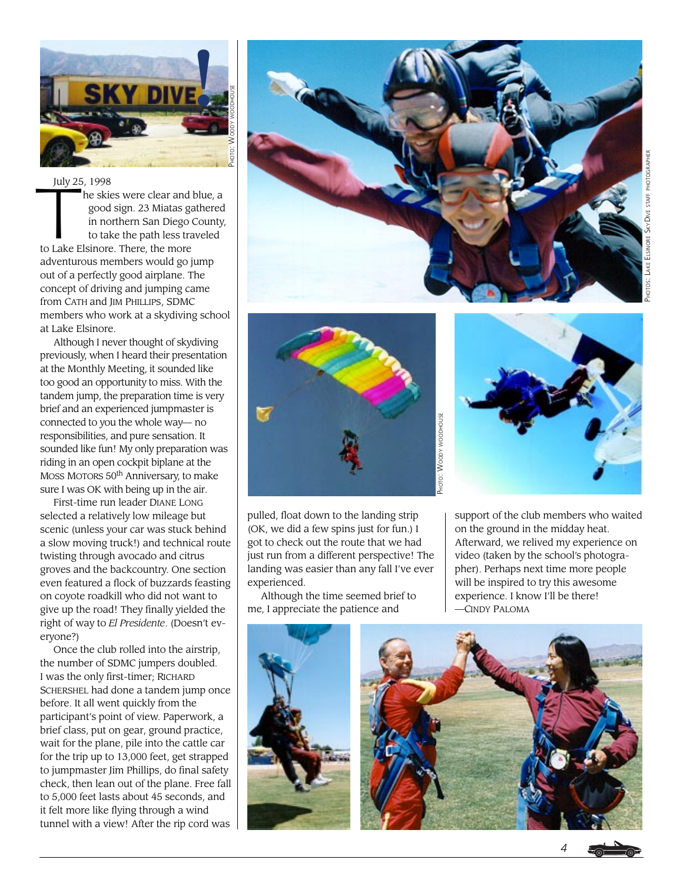July 25, 1998

The skies were clear and blue, a good sign. 23 Miatas gathered in northern San Diego County, to take the path less traveled to Lake Elsinore. There, the more adventurous members would go jump out of a perfectly good airplane. The concept of driving and jumping came from CATH and JIM PHILLIPS, SDMC members who work at a skydiving school at Lake Elsinore.

Although I never thought of skydiving previously, when I heard their presentation at the Monthly Meeting, it sounded like too good an opportunity to miss. With the tandem jump, the preparation time is very brief and an experienced jumpmaster is connected to you the whole way— no responsibilities, and pure sensation. It sounded like fun! My only preparation was riding in an open cockpit biplane at the MOSS MOTORS 50th Anniversary, to make sure I was OK with being up in the air.

First-time run leader DIANE LONG selected a relatively low mileage but scenic (unless your car was stuck behind a slow moving truck!) and technical route twisting through avocado and citrus groves and the backcountry. One section even featured a flock of buzzards feasting on coyote roadkill who did not want to give up the road! They finally yielded the right of way to *El Presidente*. (Doesn't everyone?)

Once the club rolled into the airstrip, the number of SDMC jumpers doubled. I was the only first-timer; RICHARD SCHERSHEL had done a tandem jump once before. It all went quickly from the participant's point of view. Paperwork, a brief class, put on gear, ground practice, wait for the plane, pile into the cattle car for the trip up to 13,000 feet, get strapped to jumpmaster Jim Phillips, do final safety check, then lean out of the plane. Free fall to 5,000 feet lasts about 45 seconds, and it felt more like flying through a wind tunnel with a view! After the rip cord was pulled, float down to the landing strip (OK, we did a few spins just for fun.) I got to check out the route that we had just run from a different perspective! The landing was easier than any fall I've ever experienced.

Although the time seemed brief to me, I appreciate the patience and support of the club members who waited on the ground in the midday heat. Afterward, we relived my experience on video (taken by the school's photographer). Perhaps next time more people will be inspired to try this awesome experience. I know I'll be there!

—CINDY PALOMA

PHOTO: WOODY WOODHOUSE

PHOTOS: LAKE ELSINORE SKYDIVE STAFF PHOTOGRAPHER

PHOTO: WOODY WOODHOUSE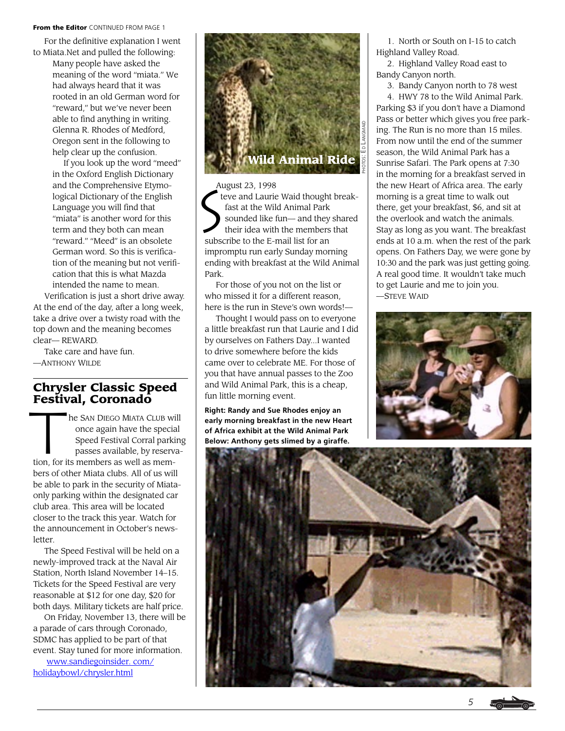**From the Editor** CONTINUED FROM PAGE 1

For the definitive explanation I went to Miata.Net and pulled the following:

> Many people have asked the meaning of the word "miata." We had always heard that it was rooted in an old German word for "reward," but we've never been able to find anything in writing. Glenna R. Rhodes of Medford, Oregon sent in the following to help clear up the confusion.
>
> If you look up the word "meed" in the Oxford English Dictionary and the Comprehensive Etymological Dictionary of the English Language you will find that "miata" is another word for this term and they both can mean "reward." "Meed" is an obsolete German word. So this is verification of the meaning but not verification that this is what Mazda intended the name to mean.

Verification is just a short drive away. At the end of the day, after a long week, take a drive over a twisty road with the top down and the meaning becomes clear— REWARD.

Take care and have fun.

—ANTHONY WILDE

## Chrysler Classic Speed Festival, Coronado

The SAN DIEGO MIATA CLUB will once again have the special Speed Festival Corral parking passes available, by reservation, for its members as well as members of other Miata clubs. All of us will be able to park in the security of Miata-only parking within the designated car club area. This area will be located closer to the track this year. Watch for the announcement in October's newsletter.

The Speed Festival will be held on a newly-improved track at the Naval Air Station, North Island November 14–15. Tickets for the Speed Festival are very reasonable at $12 for one day, $20 for both days. Military tickets are half price.

On Friday, November 13, there will be a parade of cars through Coronado, SDMC has applied to be part of that event. Stay tuned for more information.

www.sandiegoinsider. com/ holidaybowl/chrysler.html

## Wild Animal Ride

PHOTOS: ED LANGMAID

August 23, 1998

Steve and Laurie Waid thought breakfast at the Wild Animal Park sounded like fun— and they shared their idea with the members that subscribe to the E-mail list for an impromptu run early Sunday morning ending with breakfast at the Wild Animal Park.

For those of you not on the list or who missed it for a different reason, here is the run in Steve's own words!—

Thought I would pass on to everyone a little breakfast run that Laurie and I did by ourselves on Fathers Day...I wanted to drive somewhere before the kids came over to celebrate ME. For those of you that have annual passes to the Zoo and Wild Animal Park, this is a cheap, fun little morning event.

**Right: Randy and Sue Rhodes enjoy an early morning breakfast in the new Heart of Africa exhibit at the Wild Animal Park Below: Anthony gets slimed by a giraffe.**

1. North or South on I-15 to catch Highland Valley Road.
2. Highland Valley Road east to Bandy Canyon north.
3. Bandy Canyon north to 78 west
4. HWY 78 to the Wild Animal Park.

Parking $3 if you don't have a Diamond Pass or better which gives you free parking. The Run is no more than 15 miles. From now until the end of the summer season, the Wild Animal Park has a Sunrise Safari. The Park opens at 7:30 in the morning for a breakfast served in the new Heart of Africa area. The early morning is a great time to walk out there, get your breakfast, $6, and sit at the overlook and watch the animals. Stay as long as you want. The breakfast ends at 10 a.m. when the rest of the park opens. On Fathers Day, we were gone by 10:30 and the park was just getting going. A real good time. It wouldn't take much to get Laurie and me to join you.

—STEVE WAID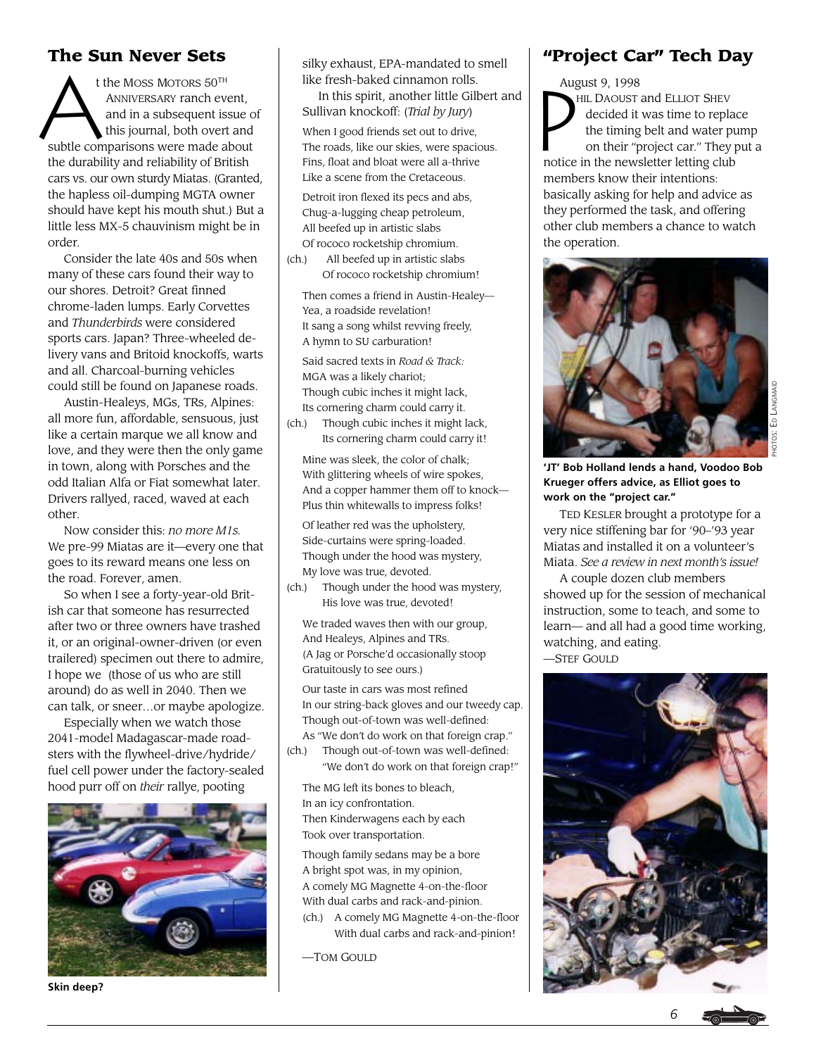## The Sun Never Sets

At the MOSS MOTORS 50TH ANNIVERSARY ranch event, and in a subsequent issue of this journal, both overt and subtle comparisons were made about the durability and reliability of British cars vs. our own sturdy Miatas. (Granted, the hapless oil-dumping MGTA owner should have kept his mouth shut.) But a little less MX-5 chauvinism might be in order.

Consider the late 40s and 50s when many of these cars found their way to our shores. Detroit? Great finned chrome-laden lumps. Early Corvettes and *Thunderbirds* were considered sports cars. Japan? Three-wheeled delivery vans and Britoid knockoffs, warts and all. Charcoal-burning vehicles could still be found on Japanese roads.

Austin-Healeys, MGs, TRs, Alpines: all more fun, affordable, sensuous, just like a certain marque we all know and love, and they were then the only game in town, along with Porsches and the odd Italian Alfa or Fiat somewhat later. Drivers rallyed, raced, waved at each other.

Now consider this: *no more M1s.* We pre-99 Miatas are it—every one that goes to its reward means one less on the road. Forever, amen.

So when I see a forty-year-old British car that someone has resurrected after two or three owners have trashed it, or an original-owner-driven (or even trailered) specimen out there to admire, I hope we (those of us who are still around) do as well in 2040. Then we can talk, or sneer…or maybe apologize.

Especially when we watch those 2041-model Madagascar-made roadsters with the flywheel-drive/hydride/fuel cell power under the factory-sealed hood purr off on *their* rallye, pooting silky exhaust, EPA-mandated to smell like fresh-baked cinnamon rolls.

In this spirit, another little Gilbert and Sullivan knockoff: (*Trial by Jury*)

When I good friends set out to drive,
The roads, like our skies, were spacious.
Fins, float and bloat were all a-thrive
Like a scene from the Cretaceous.

Detroit iron flexed its pecs and abs,
Chug-a-lugging cheap petroleum,
All beefed up in artistic slabs
Of rococo rocketship chromium.
(ch.) All beefed up in artistic slabs
Of rococo rocketship chromium!

Then comes a friend in Austin-Healey—
Yea, a roadside revelation!
It sang a song whilst revving freely,
A hymn to SU carburation!

Said sacred texts in *Road & Track:*
MGA was a likely chariot;
Though cubic inches it might lack,
Its cornering charm could carry it.
(ch.) Though cubic inches it might lack,
Its cornering charm could carry it!

Mine was sleek, the color of chalk;
With glittering wheels of wire spokes,
And a copper hammer them off to knock—
Plus thin whitewalls to impress folks!

Of leather red was the upholstery,
Side-curtains were spring-loaded.
Though under the hood was mystery,
My love was true, devoted.
(ch.) Though under the hood was mystery,
His love was true, devoted!

We traded waves then with our group,
And Healeys, Alpines and TRs.
(A Jag or Porsche'd occasionally stoop
Gratuitously to see ours.)

Our taste in cars was most refined
In our string-back gloves and our tweedy cap.
Though out-of-town was well-defined:
As "We don't do work on that foreign crap."
(ch.) Though out-of-town was well-defined:
"We don't do work on that foreign crap!"

The MG left its bones to bleach,
In an icy confrontation.
Then Kinderwagens each by each
Took over transportation.

Though family sedans may be a bore
A bright spot was, in my opinion,
A comely MG Magnette 4-on-the-floor
With dual carbs and rack-and-pinion.
(ch.) A comely MG Magnette 4-on-the-floor
With dual carbs and rack-and-pinion!

—TOM GOULD

**Skin deep?**

## "Project Car" Tech Day

August 9, 1998

PHIL DAOUST and ELLIOT SHEV decided it was time to replace the timing belt and water pump on their "project car." They put a notice in the newsletter letting club members know their intentions: basically asking for help and advice as they performed the task, and offering other club members a chance to watch the operation.

PHOTOS: ED LANGMAID

**'JT' Bob Holland lends a hand, Voodoo Bob Krueger offers advice, as Elliot goes to work on the "project car."**

TED KESLER brought a prototype for a very nice stiffening bar for '90–'93 year Miatas and installed it on a volunteer's Miata. *See a review in next month's issue!*

A couple dozen club members showed up for the session of mechanical instruction, some to teach, and some to learn— and all had a good time working, watching, and eating.

—STEF GOULD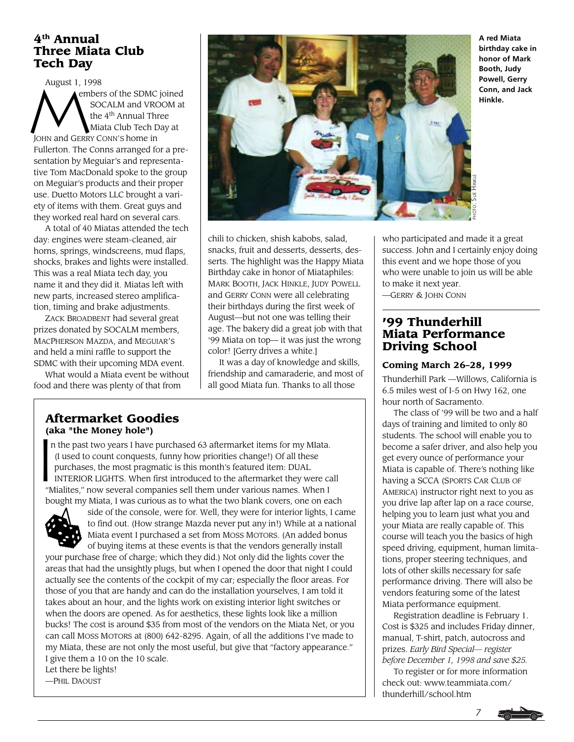## 4th Annual Three Miata Club Tech Day

August 1, 1998

Members of the SDMC joined SOCALM and VROOM at the 4th Annual Three Miata Club Tech Day at JOHN and GERRY CONN'S home in Fullerton. The Conns arranged for a presentation by Meguiar's and representative Tom MacDonald spoke to the group on Meguiar's products and their proper use. Duetto Motors LLC brought a variety of items with them. Great guys and they worked real hard on several cars.

A total of 40 Miatas attended the tech day: engines were steam-cleaned, air horns, springs, windscreens, mud flaps, shocks, brakes and lights were installed. This was a real Miata tech day, you name it and they did it. Miatas left with new parts, increased stereo amplification, timing and brake adjustments.

ZACK BROADBENT had several great prizes donated by SOCALM members, MACPHERSON MAZDA, and MEGUIAR'S and held a mini raffle to support the SDMC with their upcoming MDA event.

What would a Miata event be without food and there was plenty of that from chili to chicken, shish kabobs, salad, snacks, fruit and desserts, desserts, desserts. The highlight was the Happy Miata Birthday cake in honor of Miataphiles: MARK BOOTH, JACK HINKLE, JUDY POWELL and GERRY CONN were all celebrating their birthdays during the first week of August—but not one was telling their age. The bakery did a great job with that '99 Miata on top— it was just the wrong color! [Gerry drives a white.]

It was a day of knowledge and skills, friendship and camaraderie, and most of all good Miata fun. Thanks to all those who participated and made it a great success. John and I certainly enjoy doing this event and we hope those of you who were unable to join us will be able to make it next year.

—GERRY & JOHN CONN

**A red Miata birthday cake in honor of Mark Booth, Judy Powell, Gerry Conn, and Jack Hinkle.**

PHOTO: SUE HINKLE

## Aftermarket Goodies
**(aka "the Money hole")**

In the past two years I have purchased 63 aftermarket items for my MIata. (I used to count conquests, funny how priorities change!) Of all these purchases, the most pragmatic is this month's featured item: DUAL INTERIOR LIGHTS. When first introduced to the aftermarket they were call "Mialites," now several companies sell them under various names. When I bought my Miata, I was curious as to what the two blank covers, one on each side of the console, were for. Well, they were for interior lights, I came to find out. (How strange Mazda never put any in!) While at a national Miata event I purchased a set from MOSS MOTORS. (An added bonus of buying items at these events is that the vendors generally install your purchase free of charge; which they did.) Not only did the lights cover the areas that had the unsightly plugs, but when I opened the door that night I could actually see the contents of the cockpit of my car; especially the floor areas. For those of you that are handy and can do the installation yourselves, I am told it takes about an hour, and the lights work on existing interior light switches or when the doors are opened. As for aesthetics, these lights look like a million bucks! The cost is around $35 from most of the vendors on the Miata Net, or you can call MOSS MOTORS at (800) 642-8295. Again, of all the additions I've made to my Miata, these are not only the most useful, but give that "factory appearance." I give them a 10 on the 10 scale.

Let there be lights!

—PHIL DAOUST

## '99 Thunderhill Miata Performance Driving School

**Coming March 26–28, 1999**

Thunderhill Park —Willows, California is 6.5 miles west of I-5 on Hwy 162, one hour north of Sacramento.

The class of '99 will be two and a half days of training and limited to only 80 students. The school will enable you to become a safer driver, and also help you get every ounce of performance your Miata is capable of. There's nothing like having a SCCA (SPORTS CAR CLUB OF AMERICA) instructor right next to you as you drive lap after lap on a race course, helping you to learn just what you and your Miata are really capable of. This course will teach you the basics of high speed driving, equipment, human limitations, proper steering techniques, and lots of other skills necessary for safe performance driving. There will also be vendors featuring some of the latest Miata performance equipment.

Registration deadline is February 1. Cost is $325 and includes Friday dinner, manual, T-shirt, patch, autocross and prizes. *Early Bird Special— register before December 1, 1998 and save $25.*

To register or for more information check out: www.teammiata.com/thunderhill/school.htm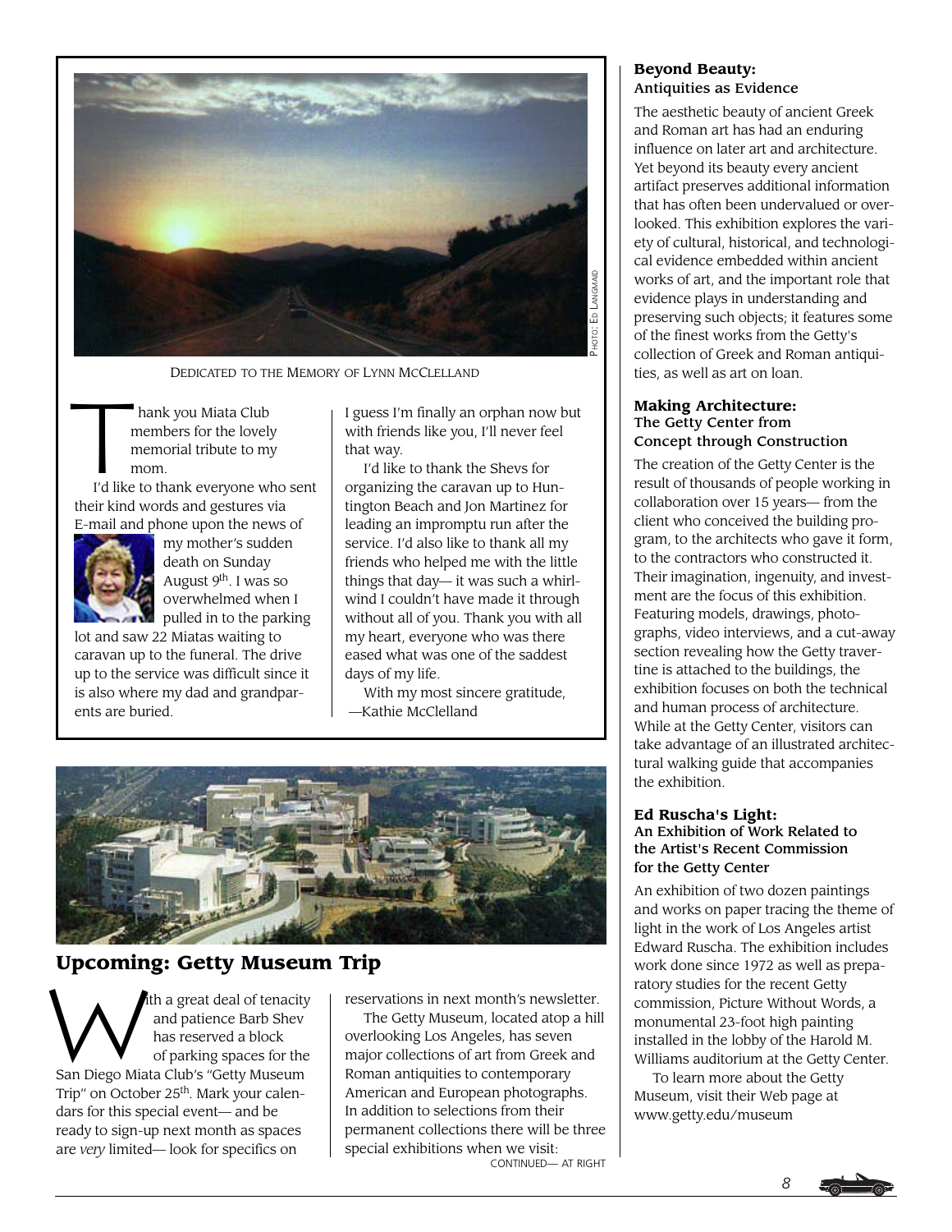Photo: Ed Langmaid

Dedicated to the Memory of Lynn McClelland

Thank you Miata Club members for the lovely memorial tribute to my mom.

I'd like to thank everyone who sent their kind words and gestures via E-mail and phone upon the news of my mother's sudden death on Sunday August 9th. I was so overwhelmed when I pulled in to the parking lot and saw 22 Miatas waiting to caravan up to the funeral. The drive up to the service was difficult since it is also where my dad and grandparents are buried.

I guess I'm finally an orphan now but with friends like you, I'll never feel that way.

I'd like to thank the Shevs for organizing the caravan up to Huntington Beach and Jon Martinez for leading an impromptu run after the service. I'd also like to thank all my friends who helped me with the little things that day— it was such a whirlwind I couldn't have made it through without all of you. Thank you with all my heart, everyone who was there eased what was one of the saddest days of my life.

With my most sincere gratitude,
—Kathie McClelland

## Upcoming: Getty Museum Trip

With a great deal of tenacity and patience Barb Shev has reserved a block of parking spaces for the San Diego Miata Club's "Getty Museum Trip" on October 25th. Mark your calendars for this special event— and be ready to sign-up next month as spaces are *very* limited— look for specifics on reservations in next month's newsletter.

The Getty Museum, located atop a hill overlooking Los Angeles, has seven major collections of art from Greek and Roman antiquities to contemporary American and European photographs. In addition to selections from their permanent collections there will be three special exhibitions when we visit:

Continued— at right

### Beyond Beauty: Antiquities as Evidence

The aesthetic beauty of ancient Greek and Roman art has had an enduring influence on later art and architecture. Yet beyond its beauty every ancient artifact preserves additional information that has often been undervalued or overlooked. This exhibition explores the variety of cultural, historical, and technological evidence embedded within ancient works of art, and the important role that evidence plays in understanding and preserving such objects; it features some of the finest works from the Getty's collection of Greek and Roman antiquities, as well as art on loan.

### Making Architecture: The Getty Center from Concept through Construction

The creation of the Getty Center is the result of thousands of people working in collaboration over 15 years— from the client who conceived the building program, to the architects who gave it form, to the contractors who constructed it. Their imagination, ingenuity, and investment are the focus of this exhibition. Featuring models, drawings, photographs, video interviews, and a cut-away section revealing how the Getty travertine is attached to the buildings, the exhibition focuses on both the technical and human process of architecture. While at the Getty Center, visitors can take advantage of an illustrated architectural walking guide that accompanies the exhibition.

### Ed Ruscha's Light: An Exhibition of Work Related to the Artist's Recent Commission for the Getty Center

An exhibition of two dozen paintings and works on paper tracing the theme of light in the work of Los Angeles artist Edward Ruscha. The exhibition includes work done since 1972 as well as preparatory studies for the recent Getty commission, Picture Without Words, a monumental 23-foot high painting installed in the lobby of the Harold M. Williams auditorium at the Getty Center.

To learn more about the Getty Museum, visit their Web page at www.getty.edu/museum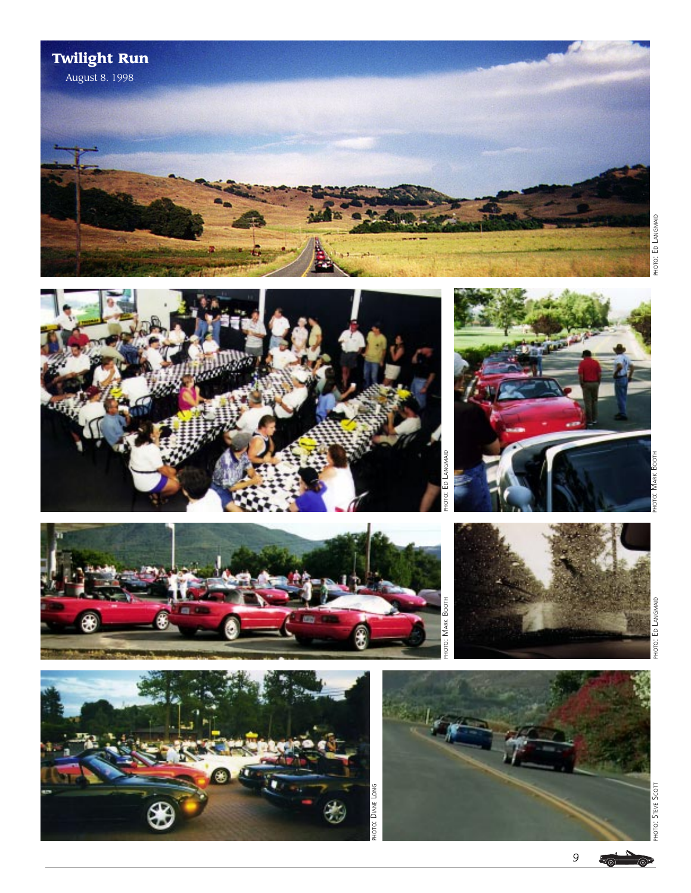## Twilight Run

August 8. 1998

PHOTO: ED LANGMAID

PHOTO: ED LANGMAID

PHOTO: MARK BOOTH

PHOTO: MARK BOOTH

PHOTO: ED LANGMAID

PHOTO: DIANE LONG

PHOTO: STEVE SCOTT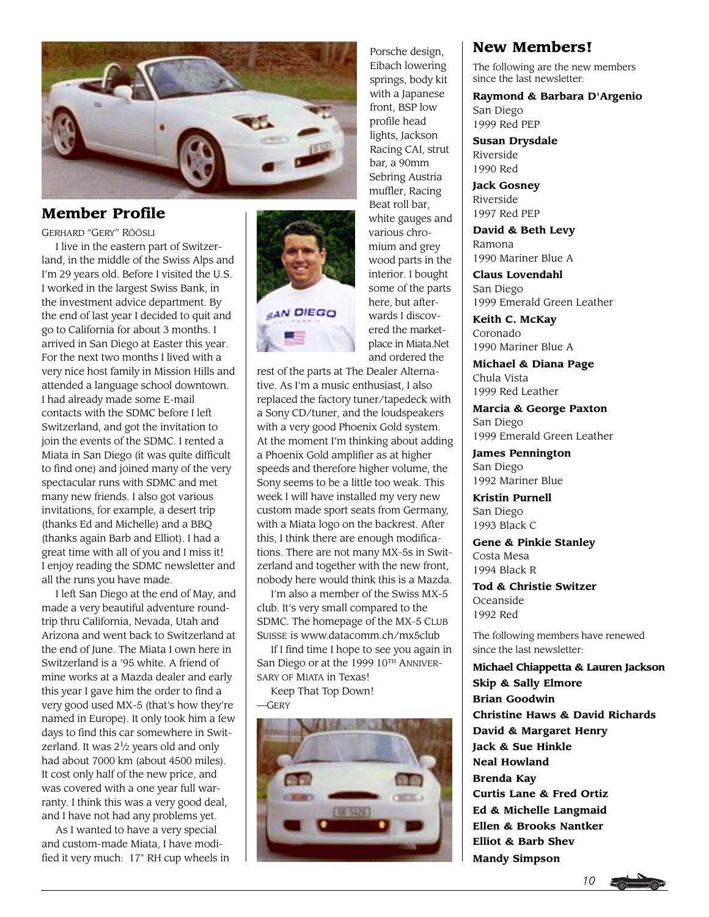## Member Profile

GERHARD "GERY" RÖÖSLI

I live in the eastern part of Switzerland, in the middle of the Swiss Alps and I'm 29 years old. Before I visited the U.S. I worked in the largest Swiss Bank, in the investment advice department. By the end of last year I decided to quit and go to California for about 3 months. I arrived in San Diego at Easter this year. For the next two months I lived with a very nice host family in Mission Hills and attended a language school downtown. I had already made some E-mail contacts with the SDMC before I left Switzerland, and got the invitation to join the events of the SDMC. I rented a Miata in San Diego (it was quite difficult to find one) and joined many of the very spectacular runs with SDMC and met many new friends. I also got various invitations, for example, a desert trip (thanks Ed and Michelle) and a BBQ (thanks again Barb and Elliot). I had a great time with all of you and I miss it! I enjoy reading the SDMC newsletter and all the runs you have made.

I left San Diego at the end of May, and made a very beautiful adventure roundtrip thru California, Nevada, Utah and Arizona and went back to Switzerland at the end of June. The Miata I own here in Switzerland is a '95 white. A friend of mine works at a Mazda dealer and early this year I gave him the order to find a very good used MX-5 (that's how they're named in Europe). It only took him a few days to find this car somewhere in Switzerland. It was 2½ years old and only had about 7000 km (about 4500 miles). It cost only half of the new price, and was covered with a one year full warranty. I think this was a very good deal, and I have not had any problems yet.

As I wanted to have a very special and custom-made Miata, I have modified it very much: 17" RH cup wheels in Porsche design, Eibach lowering springs, body kit with a Japanese front, BSP low profile head lights, Jackson Racing CAI, strut bar, a 90mm Sebring Austria muffler, Racing Beat roll bar, white gauges and various chromium and grey wood parts in the interior. I bought some of the parts here, but afterwards I discovered the marketplace in Miata.Net and ordered the rest of the parts at The Dealer Alternative. As I'm a music enthusiast, I also replaced the factory tuner/tapedeck with a Sony CD/tuner, and the loudspeakers with a very good Phoenix Gold system. At the moment I'm thinking about adding a Phoenix Gold amplifier as at higher speeds and therefore higher volume, the Sony seems to be a little too weak. This week I will have installed my very new custom made sport seats from Germany, with a Miata logo on the backrest. After this, I think there are enough modifications. There are not many MX-5s in Switzerland and together with the new front, nobody here would think this is a Mazda.

I'm also a member of the Swiss MX-5 club. It's very small compared to the SDMC. The homepage of the MX-5 CLUB SUISSE is www.datacomm.ch/mx5club

If I find time I hope to see you again in San Diego or at the 1999 10TH ANNIVERSARY OF MIATA in Texas!

Keep That Top Down!

—GERY

## New Members!

The following are the new members since the last newsletter:

**Raymond & Barbara D'Argenio**
San Diego
1999 Red PEP

**Susan Drysdale**
Riverside
1990 Red

**Jack Gosney**
Riverside
1997 Red PEP

**David & Beth Levy**
Ramona
1990 Mariner Blue A

**Claus Lovendahl**
San Diego
1999 Emerald Green Leather

**Keith C. McKay**
Coronado
1990 Mariner Blue A

**Michael & Diana Page**
Chula Vista
1999 Red Leather

**Marcia & George Paxton**
San Diego
1999 Emerald Green Leather

**James Pennington**
San Diego
1992 Mariner Blue

**Kristin Purnell**
San Diego
1993 Black C

**Gene & Pinkie Stanley**
Costa Mesa
1994 Black R

**Tod & Christie Switzer**
Oceanside
1992 Red

The following members have renewed since the last newsletter:

**Michael Chiappetta & Lauren Jackson**
**Skip & Sally Elmore**
**Brian Goodwin**
**Christine Haws & David Richards**
**David & Margaret Henry**
**Jack & Sue Hinkle**
**Neal Howland**
**Brenda Kay**
**Curtis Lane & Fred Ortiz**
**Ed & Michelle Langmaid**
**Ellen & Brooks Nantker**
**Elliot & Barb Shev**
**Mandy Simpson**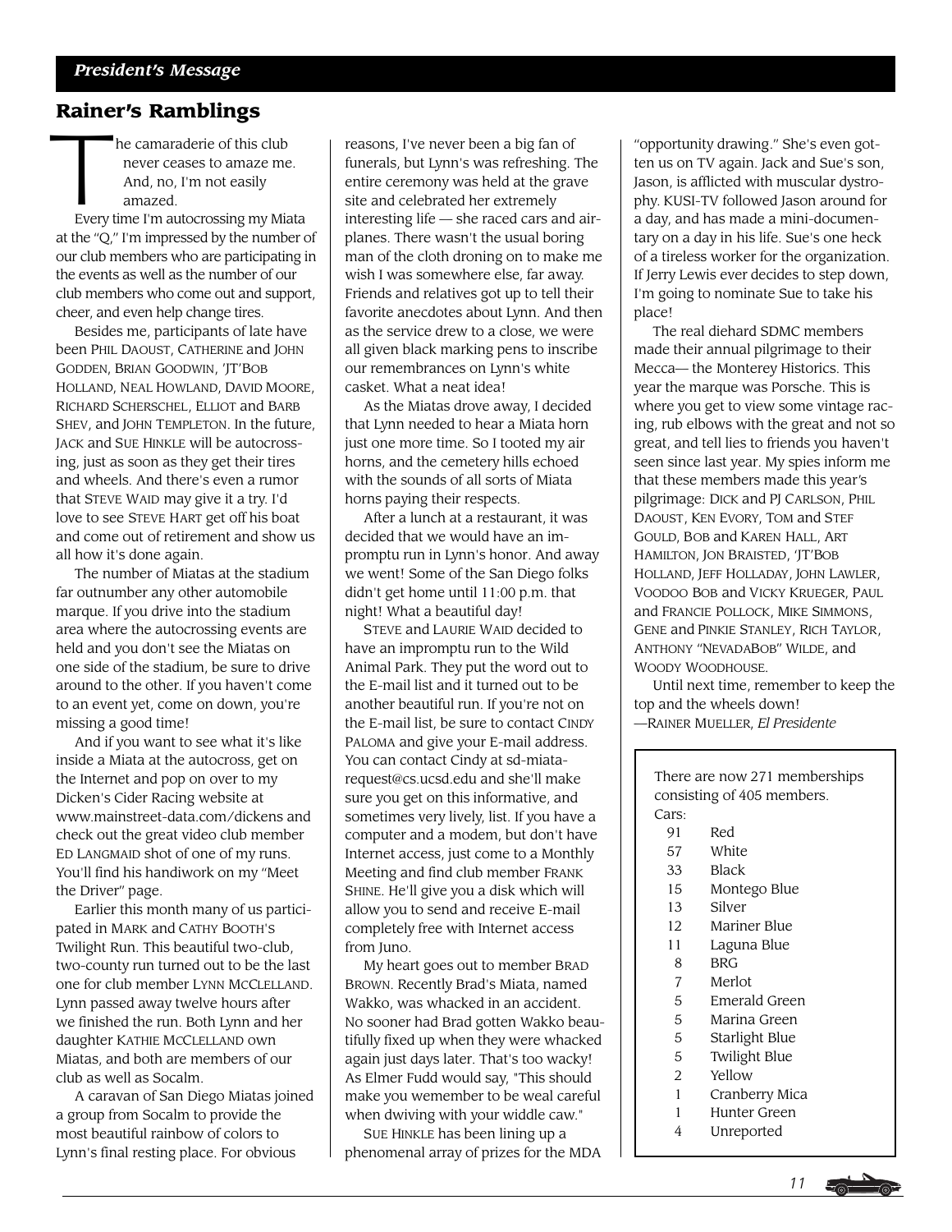*President's Message*

## Rainer's Ramblings

The camaraderie of this club never ceases to amaze me. And, no, I'm not easily amazed.

Every time I'm autocrossing my Miata at the "Q," I'm impressed by the number of our club members who are participating in the events as well as the number of our club members who come out and support, cheer, and even help change tires.

Besides me, participants of late have been PHIL DAOUST, CATHERINE and JOHN GODDEN, BRIAN GOODWIN, 'JT'BOB HOLLAND, NEAL HOWLAND, DAVID MOORE, RICHARD SCHERSCHEL, ELLIOT and BARB SHEV, and JOHN TEMPLETON. In the future, JACK and SUE HINKLE will be autocrossing, just as soon as they get their tires and wheels. And there's even a rumor that STEVE WAID may give it a try. I'd love to see STEVE HART get off his boat and come out of retirement and show us all how it's done again.

The number of Miatas at the stadium far outnumber any other automobile marque. If you drive into the stadium area where the autocrossing events are held and you don't see the Miatas on one side of the stadium, be sure to drive around to the other. If you haven't come to an event yet, come on down, you're missing a good time!

And if you want to see what it's like inside a Miata at the autocross, get on the Internet and pop on over to my Dicken's Cider Racing website at www.mainstreet-data.com/dickens and check out the great video club member ED LANGMAID shot of one of my runs. You'll find his handiwork on my "Meet the Driver" page.

Earlier this month many of us participated in MARK and CATHY BOOTH'S Twilight Run. This beautiful two-club, two-county run turned out to be the last one for club member LYNN MCCLELLAND. Lynn passed away twelve hours after we finished the run. Both Lynn and her daughter KATHIE MCCLELLAND own Miatas, and both are members of our club as well as Socalm.

A caravan of San Diego Miatas joined a group from Socalm to provide the most beautiful rainbow of colors to Lynn's final resting place. For obvious reasons, I've never been a big fan of funerals, but Lynn's was refreshing. The entire ceremony was held at the grave site and celebrated her extremely interesting life — she raced cars and airplanes. There wasn't the usual boring man of the cloth droning on to make me wish I was somewhere else, far away. Friends and relatives got up to tell their favorite anecdotes about Lynn. And then as the service drew to a close, we were all given black marking pens to inscribe our remembrances on Lynn's white casket. What a neat idea!

As the Miatas drove away, I decided that Lynn needed to hear a Miata horn just one more time. So I tooted my air horns, and the cemetery hills echoed with the sounds of all sorts of Miata horns paying their respects.

After a lunch at a restaurant, it was decided that we would have an impromptu run in Lynn's honor. And away we went! Some of the San Diego folks didn't get home until 11:00 p.m. that night! What a beautiful day!

STEVE and LAURIE WAID decided to have an impromptu run to the Wild Animal Park. They put the word out to the E-mail list and it turned out to be another beautiful run. If you're not on the E-mail list, be sure to contact CINDY PALOMA and give your E-mail address. You can contact Cindy at sd-miata-request@cs.ucsd.edu and she'll make sure you get on this informative, and sometimes very lively, list. If you have a computer and a modem, but don't have Internet access, just come to a Monthly Meeting and find club member FRANK SHINE. He'll give you a disk which will allow you to send and receive E-mail completely free with Internet access from Juno.

My heart goes out to member BRAD BROWN. Recently Brad's Miata, named Wakko, was whacked in an accident. No sooner had Brad gotten Wakko beautifully fixed up when they were whacked again just days later. That's too wacky! As Elmer Fudd would say, "This should make you wemember to be weal careful when dwiving with your widdle caw."

SUE HINKLE has been lining up a phenomenal array of prizes for the MDA "opportunity drawing." She's even gotten us on TV again. Jack and Sue's son, Jason, is afflicted with muscular dystrophy. KUSI-TV followed Jason around for a day, and has made a mini-documentary on a day in his life. Sue's one heck of a tireless worker for the organization. If Jerry Lewis ever decides to step down, I'm going to nominate Sue to take his place!

The real diehard SDMC members made their annual pilgrimage to their Mecca— the Monterey Historics. This year the marque was Porsche. This is where you get to view some vintage racing, rub elbows with the great and not so great, and tell lies to friends you haven't seen since last year. My spies inform me that these members made this year's pilgrimage: DICK and PJ CARLSON, PHIL DAOUST, KEN EVORY, TOM and STEF GOULD, BOB and KAREN HALL, ART HAMILTON, JON BRAISTED, 'JT'BOB HOLLAND, JEFF HOLLADAY, JOHN LAWLER, VOODOO BOB and VICKY KRUEGER, PAUL and FRANCIE POLLOCK, MIKE SIMMONS, GENE and PINKIE STANLEY, RICH TAYLOR, ANTHONY "NEVADABOB" WILDE, and WOODY WOODHOUSE.

Until next time, remember to keep the top and the wheels down!

—RAINER MUELLER, *El Presidente*

There are now 271 memberships consisting of 405 members.

Cars:

| | |
|---|---|
| 91 | Red |
| 57 | White |
| 33 | Black |
| 15 | Montego Blue |
| 13 | Silver |
| 12 | Mariner Blue |
| 11 | Laguna Blue |
| 8 | BRG |
| 7 | Merlot |
| 5 | Emerald Green |
| 5 | Marina Green |
| 5 | Starlight Blue |
| 5 | Twilight Blue |
| 2 | Yellow |
| 1 | Cranberry Mica |
| 1 | Hunter Green |
| 4 | Unreported |